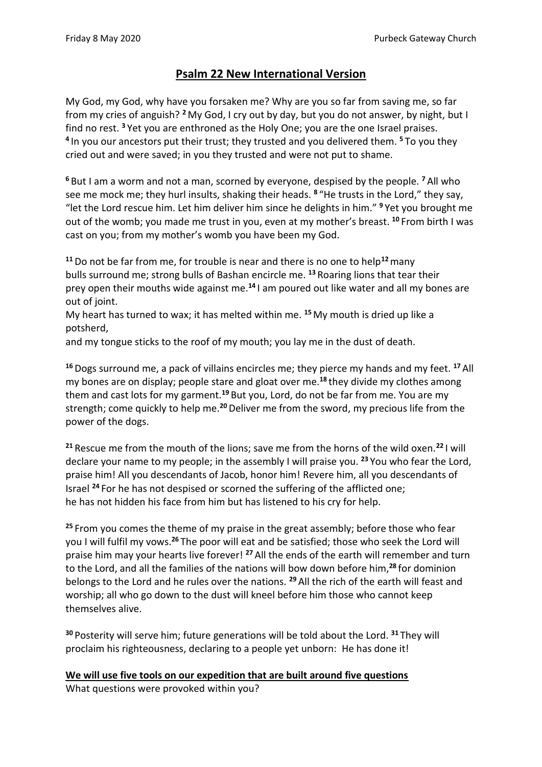# Psalm 22 New International Version

My God, my God, why have you forsaken me? Why are you so far from saving me, so far from my cries of anguish? [2] My God, I cry out by day, but you do not answer, by night, but I find no rest. [3] Yet you are enthroned as the Holy One; you are the one Israel praises. [4] In you our ancestors put their trust; they trusted and you delivered them. [5] To you they cried out and were saved; in you they trusted and were not put to shame.

[6] But I am a worm and not a man, scorned by everyone, despised by the people. [7] All who see me mock me; they hurl insults, shaking their heads. [8] "He trusts in the Lord," they say, "let the Lord rescue him. Let him deliver him since he delights in him." [9] Yet you brought me out of the womb; you made me trust in you, even at my mother's breast. [10] From birth I was cast on you; from my mother's womb you have been my God.

[11] Do not be far from me, for trouble is near and there is no one to help[12] many bulls surround me; strong bulls of Bashan encircle me. [13] Roaring lions that tear their prey open their mouths wide against me.[14] I am poured out like water and all my bones are out of joint.
My heart has turned to wax; it has melted within me. [15] My mouth is dried up like a potsherd,
and my tongue sticks to the roof of my mouth; you lay me in the dust of death.

[16] Dogs surround me, a pack of villains encircles me; they pierce my hands and my feet. [17] All my bones are on display; people stare and gloat over me.[18] they divide my clothes among them and cast lots for my garment.[19] But you, Lord, do not be far from me. You are my strength; come quickly to help me.[20] Deliver me from the sword, my precious life from the power of the dogs.

[21] Rescue me from the mouth of the lions; save me from the horns of the wild oxen.[22] I will declare your name to my people; in the assembly I will praise you. [23] You who fear the Lord, praise him! All you descendants of Jacob, honor him! Revere him, all you descendants of Israel [24] For he has not despised or scorned the suffering of the afflicted one;
he has not hidden his face from him but has listened to his cry for help.

[25] From you comes the theme of my praise in the great assembly; before those who fear you I will fulfil my vows.[26] The poor will eat and be satisfied; those who seek the Lord will praise him may your hearts live forever! [27] All the ends of the earth will remember and turn to the Lord, and all the families of the nations will bow down before him,[28] for dominion belongs to the Lord and he rules over the nations. [29] All the rich of the earth will feast and worship; all who go down to the dust will kneel before him those who cannot keep themselves alive.

[30] Posterity will serve him; future generations will be told about the Lord. [31] They will proclaim his righteousness, declaring to a people yet unborn: He has done it!

**We will use five tools on our expedition that are built around five questions**

What questions were provoked within you?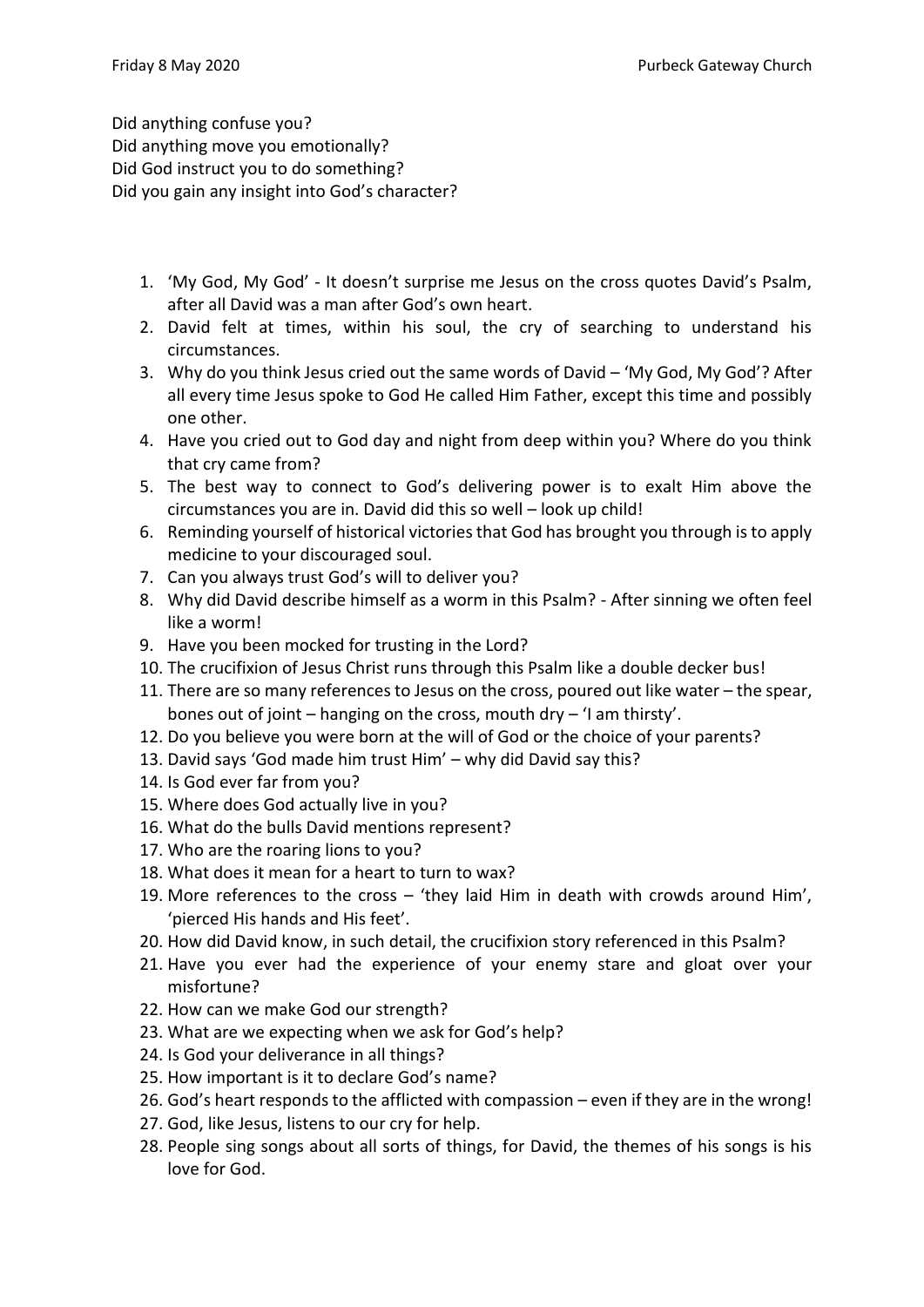Did anything confuse you?
Did anything move you emotionally?
Did God instruct you to do something?
Did you gain any insight into God's character?

1. 'My God, My God' - It doesn't surprise me Jesus on the cross quotes David's Psalm, after all David was a man after God's own heart.
2. David felt at times, within his soul, the cry of searching to understand his circumstances.
3. Why do you think Jesus cried out the same words of David – 'My God, My God'? After all every time Jesus spoke to God He called Him Father, except this time and possibly one other.
4. Have you cried out to God day and night from deep within you? Where do you think that cry came from?
5. The best way to connect to God's delivering power is to exalt Him above the circumstances you are in. David did this so well – look up child!
6. Reminding yourself of historical victories that God has brought you through is to apply medicine to your discouraged soul.
7. Can you always trust God's will to deliver you?
8. Why did David describe himself as a worm in this Psalm? - After sinning we often feel like a worm!
9. Have you been mocked for trusting in the Lord?
10. The crucifixion of Jesus Christ runs through this Psalm like a double decker bus!
11. There are so many references to Jesus on the cross, poured out like water – the spear, bones out of joint – hanging on the cross, mouth dry – 'I am thirsty'.
12. Do you believe you were born at the will of God or the choice of your parents?
13. David says 'God made him trust Him' – why did David say this?
14. Is God ever far from you?
15. Where does God actually live in you?
16. What do the bulls David mentions represent?
17. Who are the roaring lions to you?
18. What does it mean for a heart to turn to wax?
19. More references to the cross – 'they laid Him in death with crowds around Him', 'pierced His hands and His feet'.
20. How did David know, in such detail, the crucifixion story referenced in this Psalm?
21. Have you ever had the experience of your enemy stare and gloat over your misfortune?
22. How can we make God our strength?
23. What are we expecting when we ask for God's help?
24. Is God your deliverance in all things?
25. How important is it to declare God's name?
26. God's heart responds to the afflicted with compassion – even if they are in the wrong!
27. God, like Jesus, listens to our cry for help.
28. People sing songs about all sorts of things, for David, the themes of his songs is his love for God.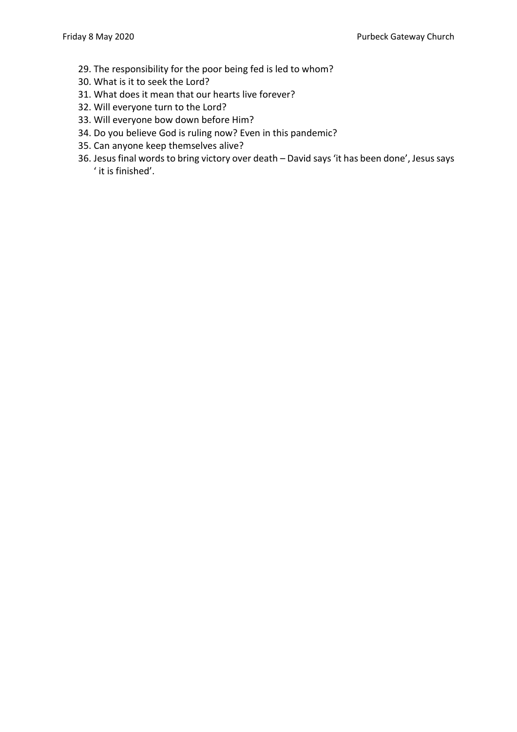29. The responsibility for the poor being fed is led to whom?
30. What is it to seek the Lord?
31. What does it mean that our hearts live forever?
32. Will everyone turn to the Lord?
33. Will everyone bow down before Him?
34. Do you believe God is ruling now? Even in this pandemic?
35. Can anyone keep themselves alive?
36. Jesus final words to bring victory over death – David says 'it has been done', Jesus says ' it is finished'.